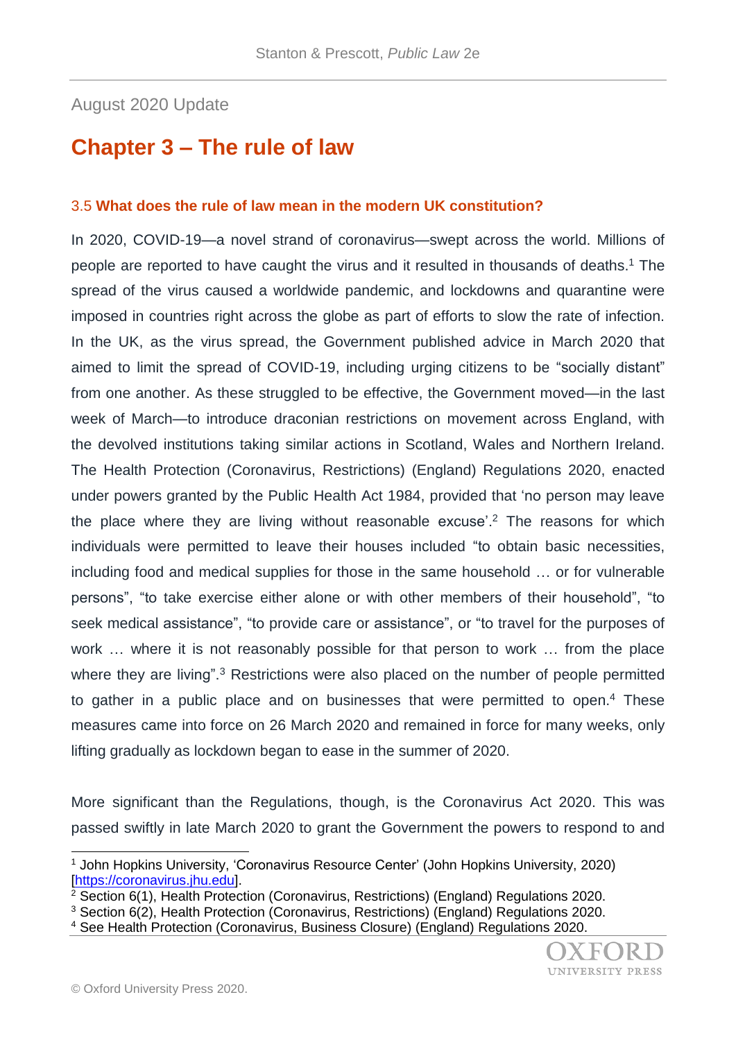August 2020 Update

# Chapter 3 – The rule of law

### 3.5 **What does the rule of law mean in the modern UK constitution?**

In 2020, COVID-19—a novel strand of coronavirus—swept across the world. Millions of people are reported to have caught the virus and it resulted in thousands of deaths.[1] The spread of the virus caused a worldwide pandemic, and lockdowns and quarantine were imposed in countries right across the globe as part of efforts to slow the rate of infection. In the UK, as the virus spread, the Government published advice in March 2020 that aimed to limit the spread of COVID-19, including urging citizens to be "socially distant" from one another. As these struggled to be effective, the Government moved—in the last week of March—to introduce draconian restrictions on movement across England, with the devolved institutions taking similar actions in Scotland, Wales and Northern Ireland. The Health Protection (Coronavirus, Restrictions) (England) Regulations 2020, enacted under powers granted by the Public Health Act 1984, provided that 'no person may leave the place where they are living without reasonable excuse'.[2] The reasons for which individuals were permitted to leave their houses included "to obtain basic necessities, including food and medical supplies for those in the same household … or for vulnerable persons", "to take exercise either alone or with other members of their household", "to seek medical assistance", "to provide care or assistance", or "to travel for the purposes of work … where it is not reasonably possible for that person to work … from the place where they are living".[3] Restrictions were also placed on the number of people permitted to gather in a public place and on businesses that were permitted to open.[4] These measures came into force on 26 March 2020 and remained in force for many weeks, only lifting gradually as lockdown began to ease in the summer of 2020.

More significant than the Regulations, though, is the Coronavirus Act 2020. This was passed swiftly in late March 2020 to grant the Government the powers to respond to and

[1] John Hopkins University, 'Coronavirus Resource Center' (John Hopkins University, 2020) [https://coronavirus.jhu.edu].

[2] Section 6(1), Health Protection (Coronavirus, Restrictions) (England) Regulations 2020.

[3] Section 6(2), Health Protection (Coronavirus, Restrictions) (England) Regulations 2020.

[4] See Health Protection (Coronavirus, Business Closure) (England) Regulations 2020.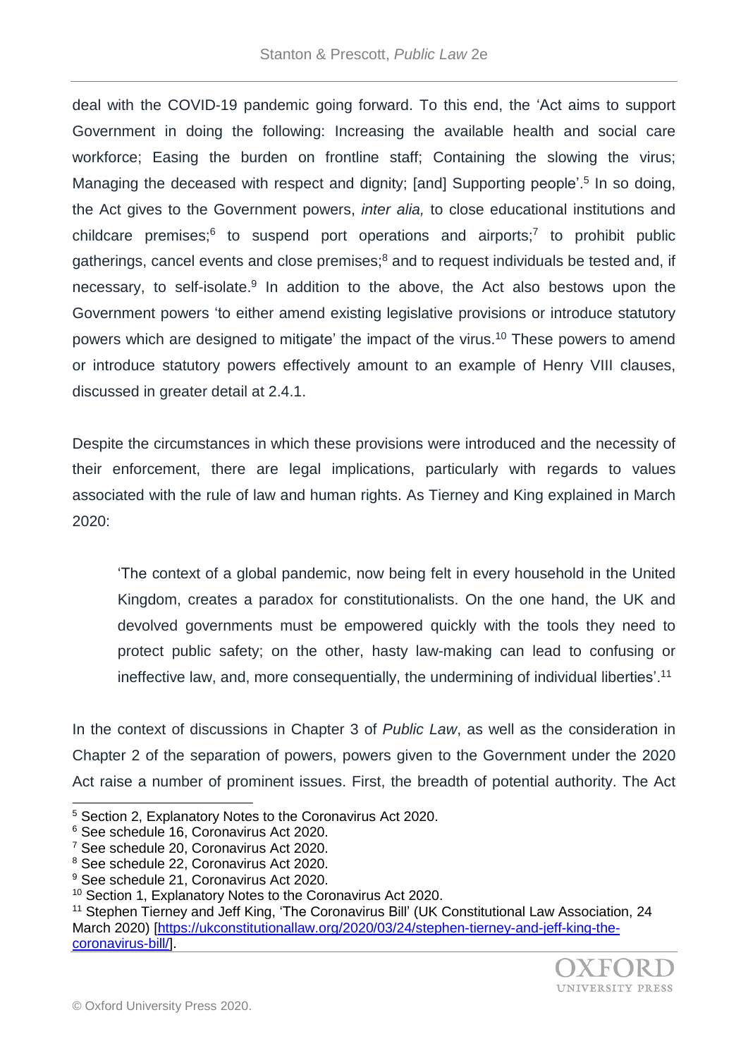deal with the COVID-19 pandemic going forward. To this end, the 'Act aims to support Government in doing the following: Increasing the available health and social care workforce; Easing the burden on frontline staff; Containing the slowing the virus; Managing the deceased with respect and dignity; [and] Supporting people'.[5] In so doing, the Act gives to the Government powers, *inter alia,* to close educational institutions and childcare premises;[6] to suspend port operations and airports;[7] to prohibit public gatherings, cancel events and close premises;[8] and to request individuals be tested and, if necessary, to self-isolate.[9] In addition to the above, the Act also bestows upon the Government powers 'to either amend existing legislative provisions or introduce statutory powers which are designed to mitigate' the impact of the virus.[10] These powers to amend or introduce statutory powers effectively amount to an example of Henry VIII clauses, discussed in greater detail at 2.4.1.

Despite the circumstances in which these provisions were introduced and the necessity of their enforcement, there are legal implications, particularly with regards to values associated with the rule of law and human rights. As Tierney and King explained in March 2020:

> 'The context of a global pandemic, now being felt in every household in the United Kingdom, creates a paradox for constitutionalists. On the one hand, the UK and devolved governments must be empowered quickly with the tools they need to protect public safety; on the other, hasty law-making can lead to confusing or ineffective law, and, more consequentially, the undermining of individual liberties'.[11]

In the context of discussions in Chapter 3 of *Public Law*, as well as the consideration in Chapter 2 of the separation of powers, powers given to the Government under the 2020 Act raise a number of prominent issues. First, the breadth of potential authority. The Act

---

[5] Section 2, Explanatory Notes to the Coronavirus Act 2020.

[6] See schedule 16, Coronavirus Act 2020.

[7] See schedule 20, Coronavirus Act 2020.

[8] See schedule 22, Coronavirus Act 2020.

[9] See schedule 21, Coronavirus Act 2020.

[10] Section 1, Explanatory Notes to the Coronavirus Act 2020.

[11] Stephen Tierney and Jeff King, 'The Coronavirus Bill' (UK Constitutional Law Association, 24 March 2020) [https://ukconstitutionallaw.org/2020/03/24/stephen-tierney-and-jeff-king-the-coronavirus-bill/].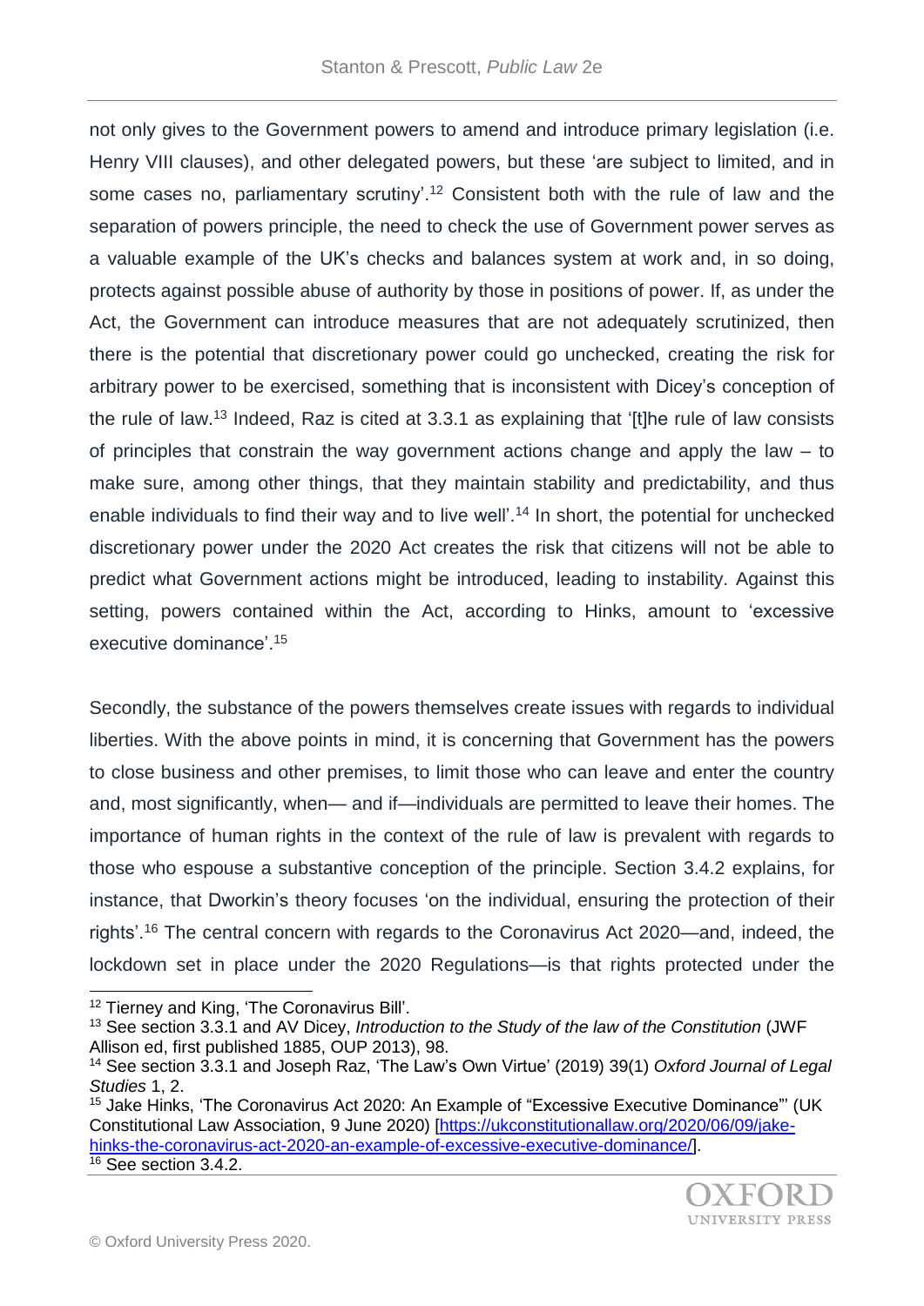not only gives to the Government powers to amend and introduce primary legislation (i.e. Henry VIII clauses), and other delegated powers, but these 'are subject to limited, and in some cases no, parliamentary scrutiny'.[12] Consistent both with the rule of law and the separation of powers principle, the need to check the use of Government power serves as a valuable example of the UK's checks and balances system at work and, in so doing, protects against possible abuse of authority by those in positions of power. If, as under the Act, the Government can introduce measures that are not adequately scrutinized, then there is the potential that discretionary power could go unchecked, creating the risk for arbitrary power to be exercised, something that is inconsistent with Dicey's conception of the rule of law.[13] Indeed, Raz is cited at 3.3.1 as explaining that '[t]he rule of law consists of principles that constrain the way government actions change and apply the law – to make sure, among other things, that they maintain stability and predictability, and thus enable individuals to find their way and to live well'.[14] In short, the potential for unchecked discretionary power under the 2020 Act creates the risk that citizens will not be able to predict what Government actions might be introduced, leading to instability. Against this setting, powers contained within the Act, according to Hinks, amount to 'excessive executive dominance'.[15]

Secondly, the substance of the powers themselves create issues with regards to individual liberties. With the above points in mind, it is concerning that Government has the powers to close business and other premises, to limit those who can leave and enter the country and, most significantly, when— and if—individuals are permitted to leave their homes. The importance of human rights in the context of the rule of law is prevalent with regards to those who espouse a substantive conception of the principle. Section 3.4.2 explains, for instance, that Dworkin's theory focuses 'on the individual, ensuring the protection of their rights'.[16] The central concern with regards to the Coronavirus Act 2020—and, indeed, the lockdown set in place under the 2020 Regulations—is that rights protected under the

---

[12] Tierney and King, 'The Coronavirus Bill'.

[13] See section 3.3.1 and AV Dicey, *Introduction to the Study of the law of the Constitution* (JWF Allison ed, first published 1885, OUP 2013), 98.

[14] See section 3.3.1 and Joseph Raz, 'The Law's Own Virtue' (2019) 39(1) *Oxford Journal of Legal Studies* 1, 2.

[15] Jake Hinks, 'The Coronavirus Act 2020: An Example of "Excessive Executive Dominance"' (UK Constitutional Law Association, 9 June 2020) [https://ukconstitutionallaw.org/2020/06/09/jake-hinks-the-coronavirus-act-2020-an-example-of-excessive-executive-dominance/].

[16] See section 3.4.2.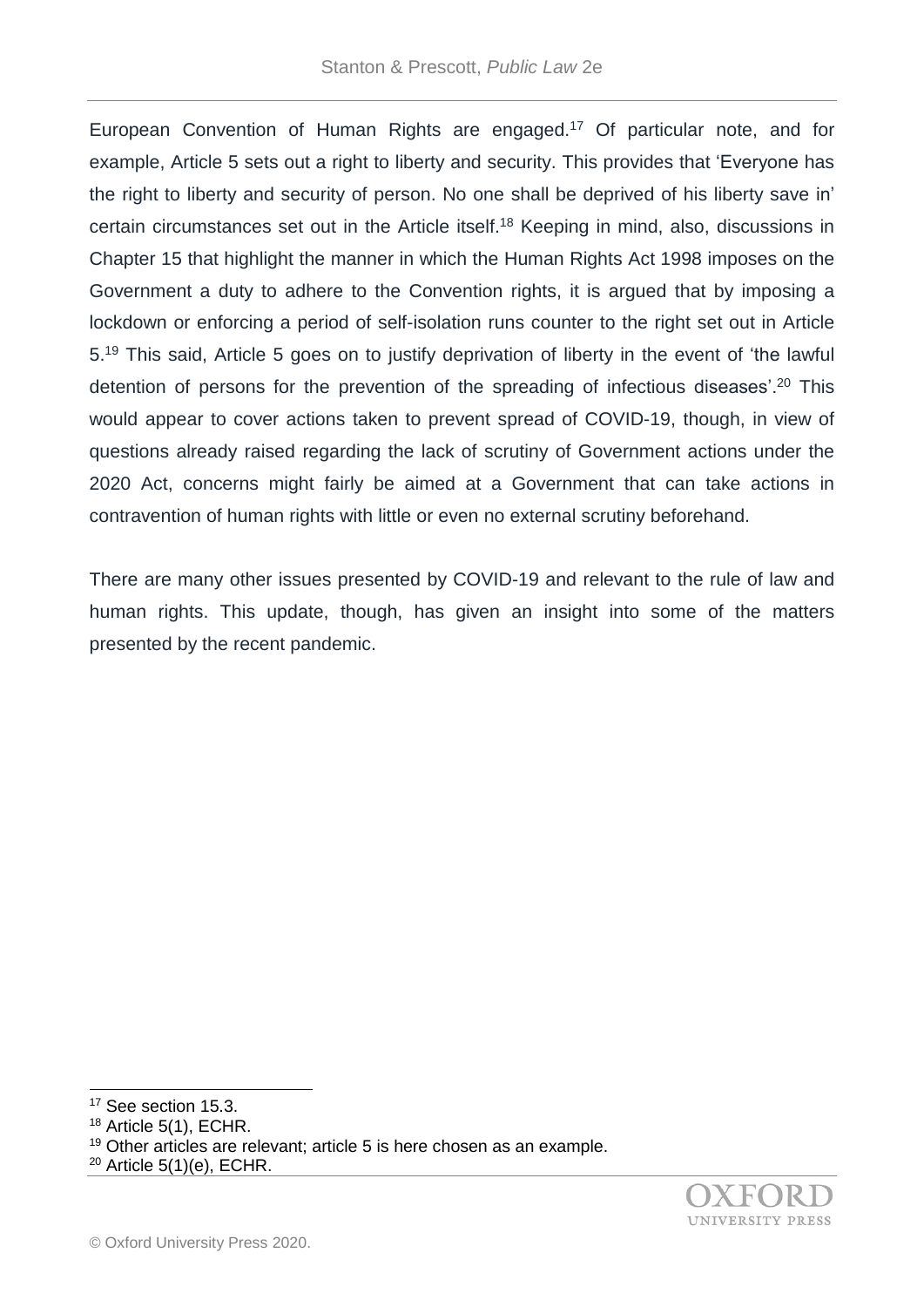European Convention of Human Rights are engaged.[17] Of particular note, and for example, Article 5 sets out a right to liberty and security. This provides that 'Everyone has the right to liberty and security of person. No one shall be deprived of his liberty save in' certain circumstances set out in the Article itself.[18] Keeping in mind, also, discussions in Chapter 15 that highlight the manner in which the Human Rights Act 1998 imposes on the Government a duty to adhere to the Convention rights, it is argued that by imposing a lockdown or enforcing a period of self-isolation runs counter to the right set out in Article 5.[19] This said, Article 5 goes on to justify deprivation of liberty in the event of 'the lawful detention of persons for the prevention of the spreading of infectious diseases'.[20] This would appear to cover actions taken to prevent spread of COVID-19, though, in view of questions already raised regarding the lack of scrutiny of Government actions under the 2020 Act, concerns might fairly be aimed at a Government that can take actions in contravention of human rights with little or even no external scrutiny beforehand.

There are many other issues presented by COVID-19 and relevant to the rule of law and human rights. This update, though, has given an insight into some of the matters presented by the recent pandemic.

---

[17] See section 15.3.

[18] Article 5(1), ECHR.

[19] Other articles are relevant; article 5 is here chosen as an example.

[20] Article 5(1)(e), ECHR.

© Oxford University Press 2020.